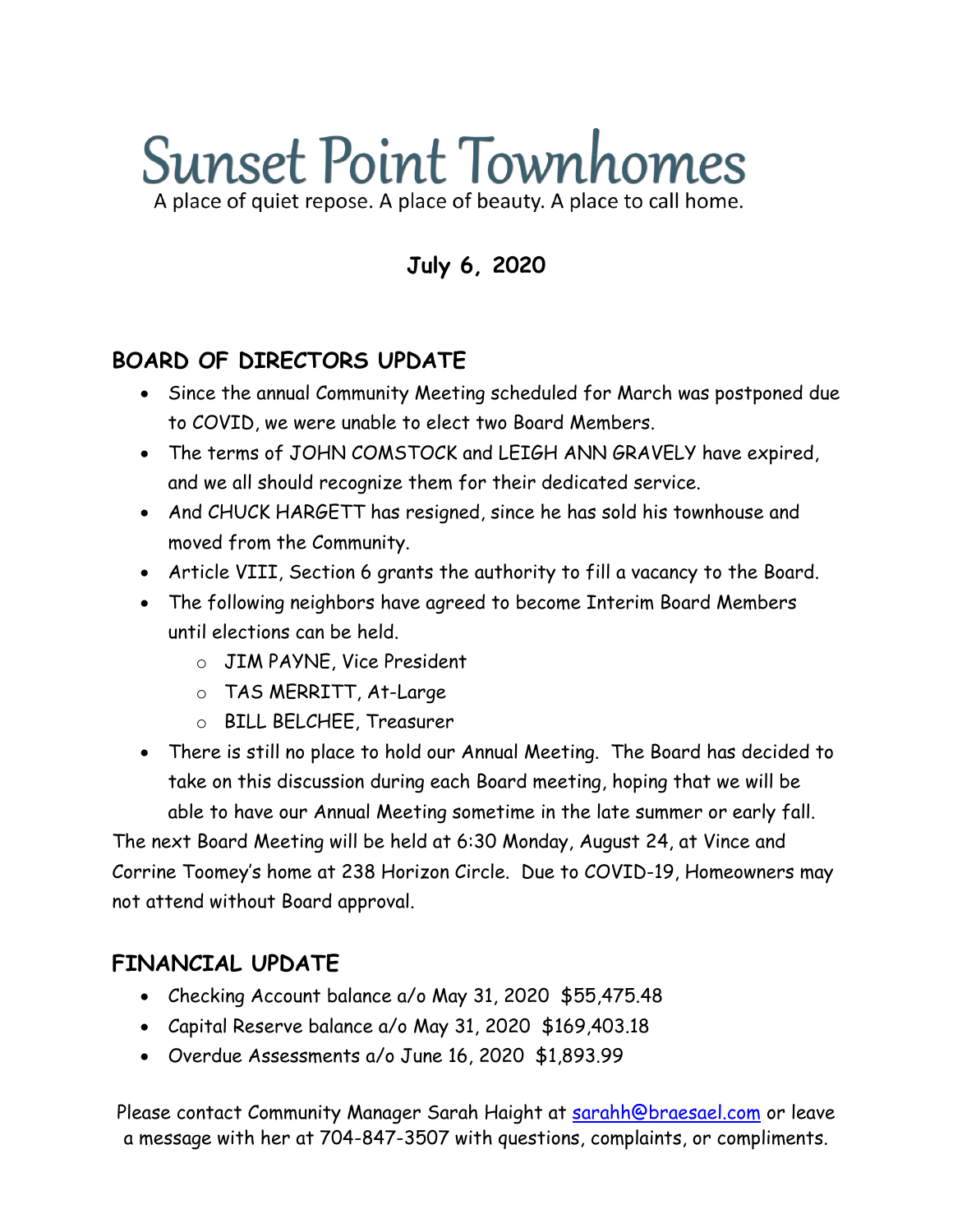# Sunset Point Townhomes

A place of quiet repose. A place of beauty. A place to call home.

**July 6, 2020**

## BOARD OF DIRECTORS UPDATE

- Since the annual Community Meeting scheduled for March was postponed due to COVID, we were unable to elect two Board Members.
- The terms of JOHN COMSTOCK and LEIGH ANN GRAVELY have expired, and we all should recognize them for their dedicated service.
- And CHUCK HARGETT has resigned, since he has sold his townhouse and moved from the Community.
- Article VIII, Section 6 grants the authority to fill a vacancy to the Board.
- The following neighbors have agreed to become Interim Board Members until elections can be held.
  - JIM PAYNE, Vice President
  - TAS MERRITT, At-Large
  - BILL BELCHEE, Treasurer
- There is still no place to hold our Annual Meeting. The Board has decided to take on this discussion during each Board meeting, hoping that we will be able to have our Annual Meeting sometime in the late summer or early fall.

The next Board Meeting will be held at 6:30 Monday, August 24, at Vince and Corrine Toomey's home at 238 Horizon Circle. Due to COVID-19, Homeowners may not attend without Board approval.

## FINANCIAL UPDATE

- Checking Account balance a/o May 31, 2020 $55,475.48
- Capital Reserve balance a/o May 31, 2020 $169,403.18
- Overdue Assessments a/o June 16, 2020 $1,893.99

Please contact Community Manager Sarah Haight at sarahh@braesael.com or leave a message with her at 704-847-3507 with questions, complaints, or compliments.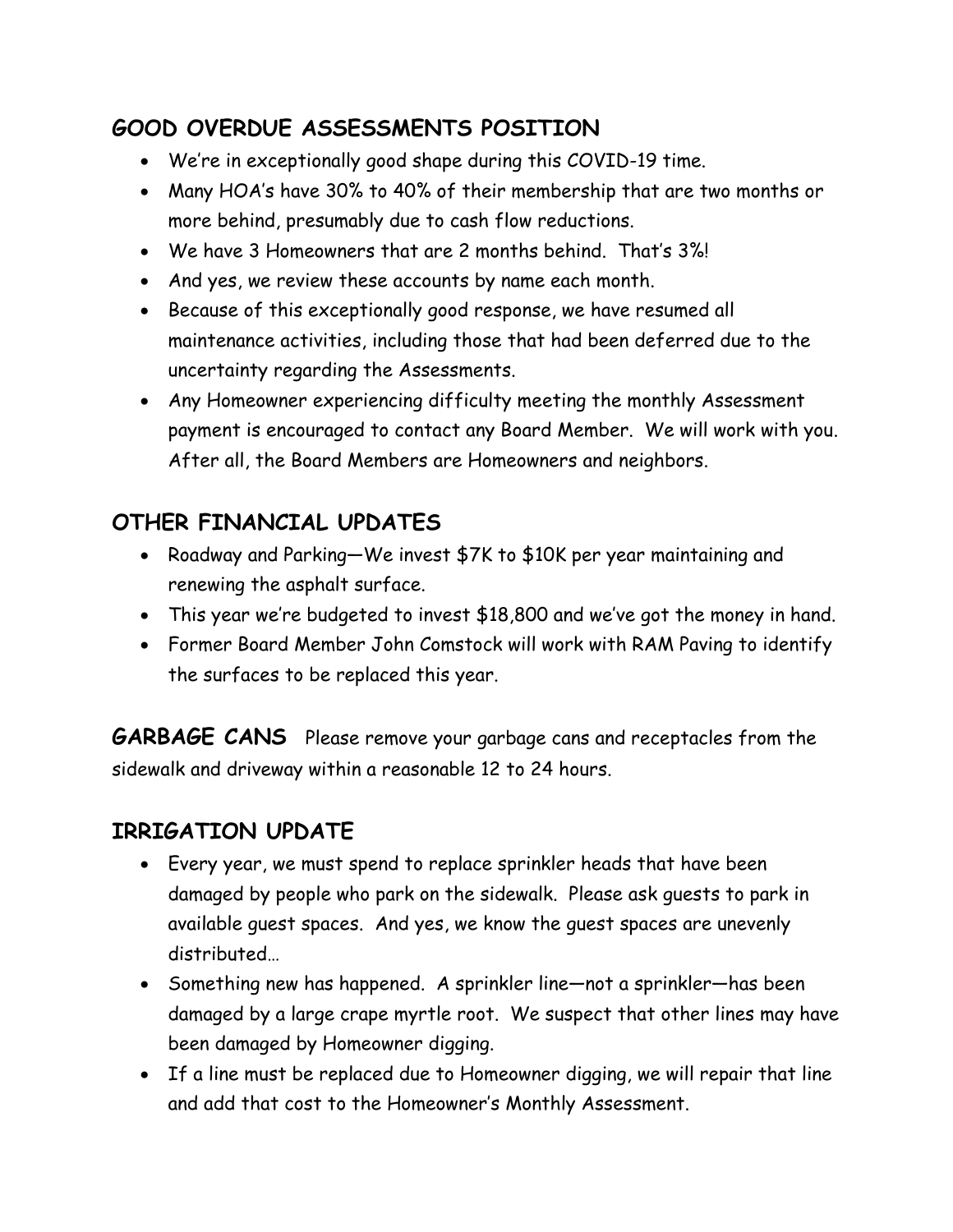## GOOD OVERDUE ASSESSMENTS POSITION

- We're in exceptionally good shape during this COVID-19 time.
- Many HOA's have 30% to 40% of their membership that are two months or more behind, presumably due to cash flow reductions.
- We have 3 Homeowners that are 2 months behind. That's 3%!
- And yes, we review these accounts by name each month.
- Because of this exceptionally good response, we have resumed all maintenance activities, including those that had been deferred due to the uncertainty regarding the Assessments.
- Any Homeowner experiencing difficulty meeting the monthly Assessment payment is encouraged to contact any Board Member. We will work with you. After all, the Board Members are Homeowners and neighbors.

## OTHER FINANCIAL UPDATES

- Roadway and Parking—We invest $7K to $10K per year maintaining and renewing the asphalt surface.
- This year we're budgeted to invest $18,800 and we've got the money in hand.
- Former Board Member John Comstock will work with RAM Paving to identify the surfaces to be replaced this year.

**GARBAGE CANS** Please remove your garbage cans and receptacles from the sidewalk and driveway within a reasonable 12 to 24 hours.

## IRRIGATION UPDATE

- Every year, we must spend to replace sprinkler heads that have been damaged by people who park on the sidewalk. Please ask guests to park in available guest spaces. And yes, we know the guest spaces are unevenly distributed…
- Something new has happened. A sprinkler line—not a sprinkler—has been damaged by a large crape myrtle root. We suspect that other lines may have been damaged by Homeowner digging.
- If a line must be replaced due to Homeowner digging, we will repair that line and add that cost to the Homeowner's Monthly Assessment.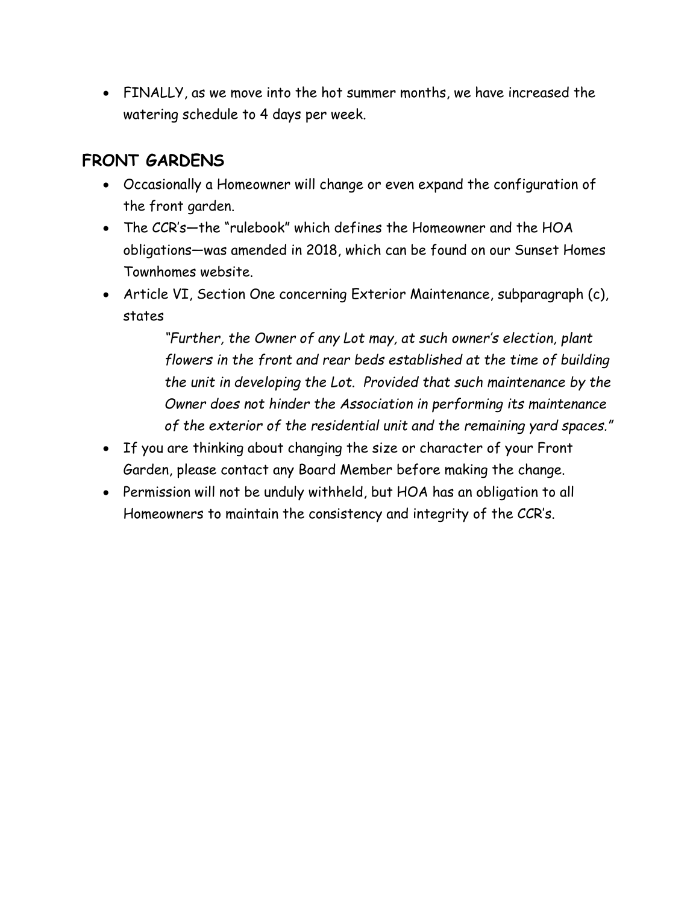- FINALLY, as we move into the hot summer months, we have increased the watering schedule to 4 days per week.

## FRONT GARDENS

- Occasionally a Homeowner will change or even expand the configuration of the front garden.
- The CCR's—the "rulebook" which defines the Homeowner and the HOA obligations—was amended in 2018, which can be found on our Sunset Homes Townhomes website.
- Article VI, Section One concerning Exterior Maintenance, subparagraph (c), states

  > *"Further, the Owner of any Lot may, at such owner's election, plant flowers in the front and rear beds established at the time of building the unit in developing the Lot. Provided that such maintenance by the Owner does not hinder the Association in performing its maintenance of the exterior of the residential unit and the remaining yard spaces."*

- If you are thinking about changing the size or character of your Front Garden, please contact any Board Member before making the change.
- Permission will not be unduly withheld, but HOA has an obligation to all Homeowners to maintain the consistency and integrity of the CCR's.